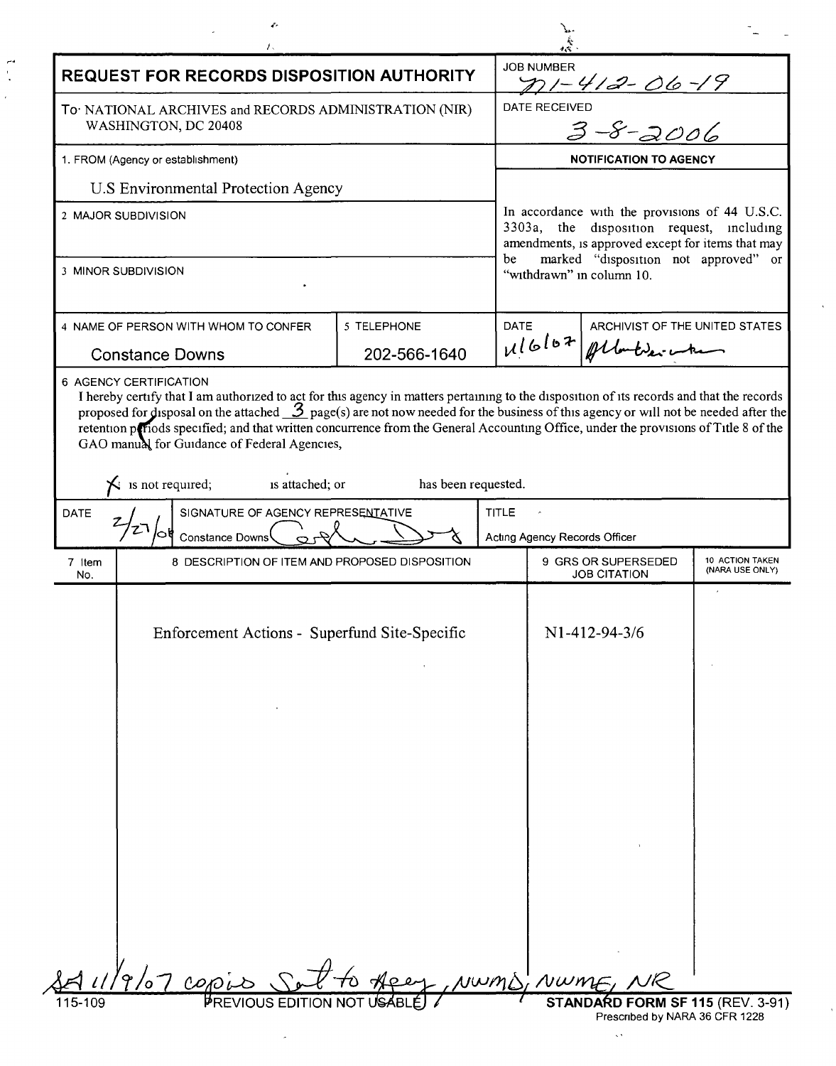# REQUEST FOR RECORDS DISPOSITION AUTHORITY

**JOB NUMBER** N1-412-06-19

**DATE RECEIVED** 3-8-2006

To: NATIONAL ARCHIVES and RECORDS ADMINISTRATION (NIR)
WASHINGTON, DC 20408

1. FROM (Agency or establishment)

U.S Environmental Protection Agency

2 MAJOR SUBDIVISION

3 MINOR SUBDIVISION

**NOTIFICATION TO AGENCY**

In accordance with the provisions of 44 U.S.C. 3303a, the disposition request, including amendments, is approved except for items that may be marked "disposition not approved" or "withdrawn" in column 10.

| 4 NAME OF PERSON WITH WHOM TO CONFER | 5 TELEPHONE | DATE | ARCHIVIST OF THE UNITED STATES |
|---|---|---|---|
| Constance Downs | 202-566-1640 | 11/6/07 | [signature] |

6 AGENCY CERTIFICATION

I hereby certify that I am authorized to act for this agency in matters pertaining to the disposition of its records and that the records proposed for disposal on the attached 3 page(s) are not now needed for the business of this agency or will not be needed after the retention periods specified; and that written concurrence from the General Accounting Office, under the provisions of Title 8 of the GAO manual for Guidance of Federal Agencies,

X is not required; is attached; or has been requested.

| DATE | SIGNATURE OF AGENCY REPRESENTATIVE | TITLE |
|---|---|---|
| 2/27/06 | Constance Downs [signature] | Acting Agency Records Officer |

| 7 Item No. | 8 DESCRIPTION OF ITEM AND PROPOSED DISPOSITION | 9 GRS OR SUPERSEDED JOB CITATION | 10 ACTION TAKEN (NARA USE ONLY) |
|---|---|---|---|
| | Enforcement Actions - Superfund Site-Specific | N1-412-94-3/6 | |

SA 11/9/07 copies sent to Agency, NWMD, NWME, NR

115-109 PREVIOUS EDITION NOT USABLE **STANDARD FORM SF 115** (REV. 3-91)
Prescribed by NARA 36 CFR 1228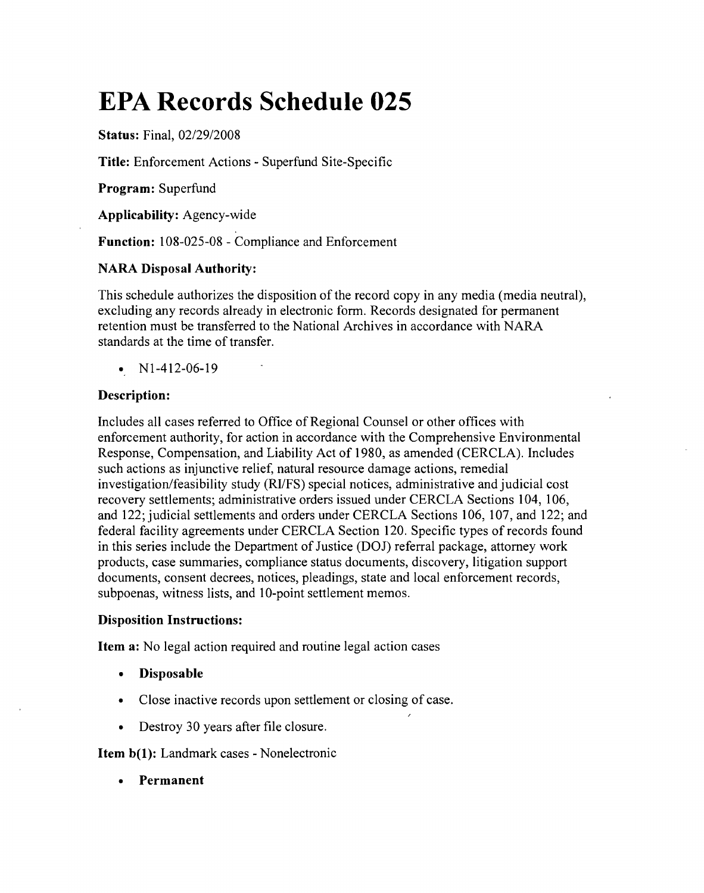# EPA Records Schedule 025

**Status:** Final, 02/29/2008

**Title:** Enforcement Actions - Superfund Site-Specific

**Program:** Superfund

**Applicability:** Agency-wide

**Function:** 108-025-08 - Compliance and Enforcement

**NARA Disposal Authority:**

This schedule authorizes the disposition of the record copy in any media (media neutral), excluding any records already in electronic form. Records designated for permanent retention must be transferred to the National Archives in accordance with NARA standards at the time of transfer.

- N1-412-06-19

**Description:**

Includes all cases referred to Office of Regional Counsel or other offices with enforcement authority, for action in accordance with the Comprehensive Environmental Response, Compensation, and Liability Act of 1980, as amended (CERCLA). Includes such actions as injunctive relief, natural resource damage actions, remedial investigation/feasibility study (RI/FS) special notices, administrative and judicial cost recovery settlements; administrative orders issued under CERCLA Sections 104, 106, and 122; judicial settlements and orders under CERCLA Sections 106, 107, and 122; and federal facility agreements under CERCLA Section 120. Specific types of records found in this series include the Department of Justice (DOJ) referral package, attorney work products, case summaries, compliance status documents, discovery, litigation support documents, consent decrees, notices, pleadings, state and local enforcement records, subpoenas, witness lists, and 10-point settlement memos.

**Disposition Instructions:**

**Item a:** No legal action required and routine legal action cases

- **Disposable**
- Close inactive records upon settlement or closing of case.
- Destroy 30 years after file closure.

**Item b(1):** Landmark cases - Nonelectronic

- **Permanent**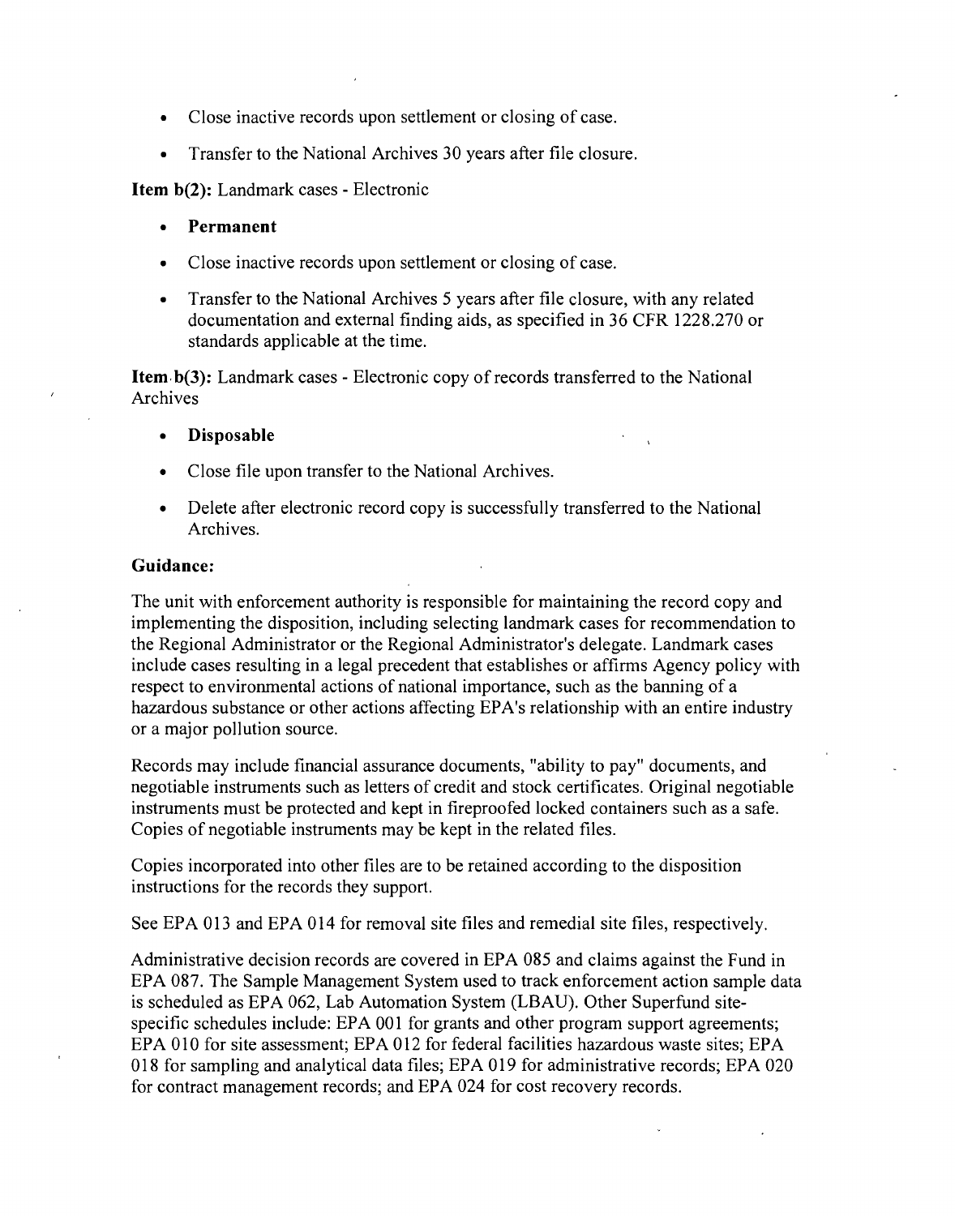- Close inactive records upon settlement or closing of case.
- Transfer to the National Archives 30 years after file closure.

**Item b(2):** Landmark cases - Electronic

- **Permanent**
- Close inactive records upon settlement or closing of case.
- Transfer to the National Archives 5 years after file closure, with any related documentation and external finding aids, as specified in 36 CFR 1228.270 or standards applicable at the time.

**Item b(3):** Landmark cases - Electronic copy of records transferred to the National Archives

- **Disposable**
- Close file upon transfer to the National Archives.
- Delete after electronic record copy is successfully transferred to the National Archives.

**Guidance:**

The unit with enforcement authority is responsible for maintaining the record copy and implementing the disposition, including selecting landmark cases for recommendation to the Regional Administrator or the Regional Administrator's delegate. Landmark cases include cases resulting in a legal precedent that establishes or affirms Agency policy with respect to environmental actions of national importance, such as the banning of a hazardous substance or other actions affecting EPA's relationship with an entire industry or a major pollution source.

Records may include financial assurance documents, "ability to pay" documents, and negotiable instruments such as letters of credit and stock certificates. Original negotiable instruments must be protected and kept in fireproofed locked containers such as a safe. Copies of negotiable instruments may be kept in the related files.

Copies incorporated into other files are to be retained according to the disposition instructions for the records they support.

See EPA 013 and EPA 014 for removal site files and remedial site files, respectively.

Administrative decision records are covered in EPA 085 and claims against the Fund in EPA 087. The Sample Management System used to track enforcement action sample data is scheduled as EPA 062, Lab Automation System (LBAU). Other Superfund site-specific schedules include: EPA 001 for grants and other program support agreements; EPA 010 for site assessment; EPA 012 for federal facilities hazardous waste sites; EPA 018 for sampling and analytical data files; EPA 019 for administrative records; EPA 020 for contract management records; and EPA 024 for cost recovery records.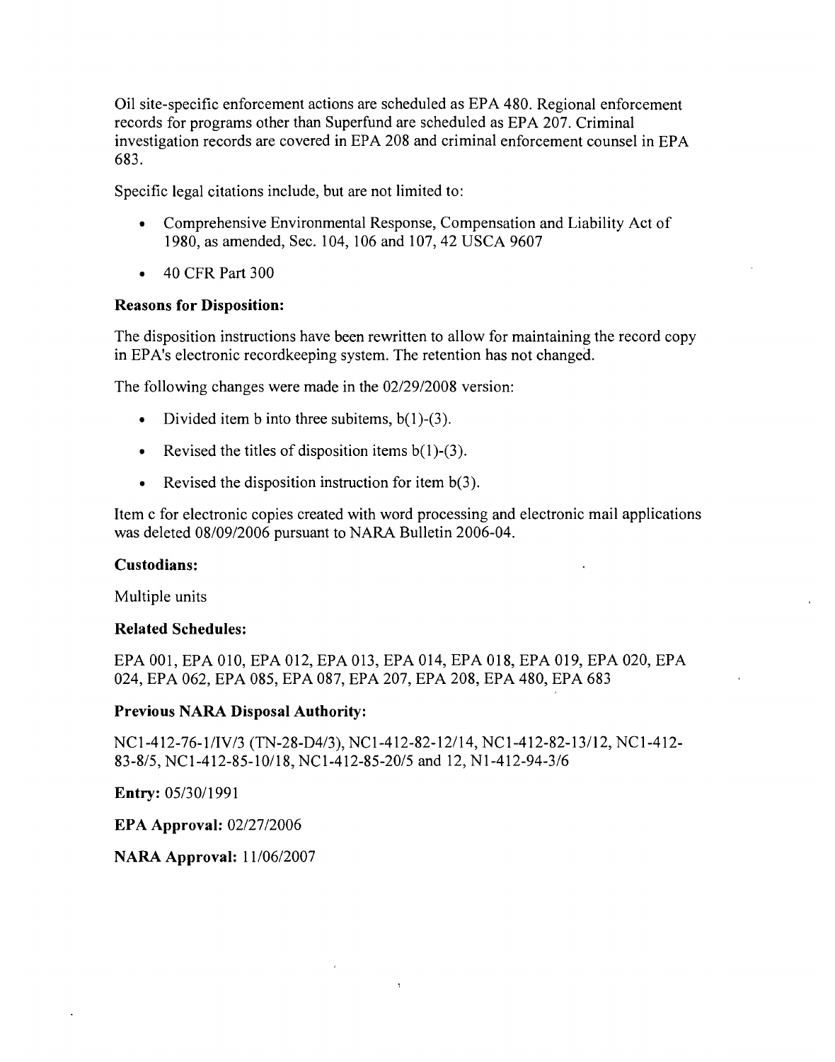Oil site-specific enforcement actions are scheduled as EPA 480. Regional enforcement records for programs other than Superfund are scheduled as EPA 207. Criminal investigation records are covered in EPA 208 and criminal enforcement counsel in EPA 683.

Specific legal citations include, but are not limited to:

- Comprehensive Environmental Response, Compensation and Liability Act of 1980, as amended, Sec. 104, 106 and 107, 42 USCA 9607
- 40 CFR Part 300

**Reasons for Disposition:**

The disposition instructions have been rewritten to allow for maintaining the record copy in EPA's electronic recordkeeping system. The retention has not changed.

The following changes were made in the 02/29/2008 version:

- Divided item b into three subitems, b(1)-(3).
- Revised the titles of disposition items b(1)-(3).
- Revised the disposition instruction for item b(3).

Item c for electronic copies created with word processing and electronic mail applications was deleted 08/09/2006 pursuant to NARA Bulletin 2006-04.

**Custodians:**

Multiple units

**Related Schedules:**

EPA 001, EPA 010, EPA 012, EPA 013, EPA 014, EPA 018, EPA 019, EPA 020, EPA 024, EPA 062, EPA 085, EPA 087, EPA 207, EPA 208, EPA 480, EPA 683

**Previous NARA Disposal Authority:**

NC1-412-76-1/IV/3 (TN-28-D4/3), NC1-412-82-12/14, NC1-412-82-13/12, NC1-412-83-8/5, NC1-412-85-10/18, NC1-412-85-20/5 and 12, N1-412-94-3/6

**Entry:** 05/30/1991

**EPA Approval:** 02/27/2006

**NARA Approval:** 11/06/2007